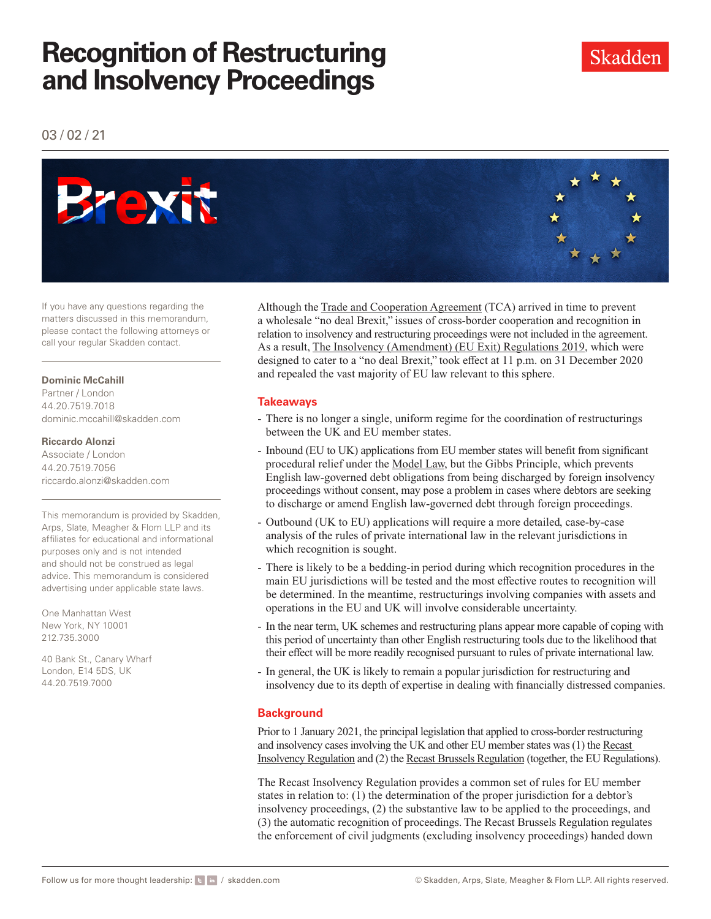# Recognition of Restructuring and Insolvency Proceedings

Skadden

03 / 02 / 21

If you have any questions regarding the matters discussed in this memorandum, please contact the following attorneys or call your regular Skadden contact.

**Dominic McCahill**
Partner / London
44.20.7519.7018
dominic.mccahill@skadden.com

**Riccardo Alonzi**
Associate / London
44.20.7519.7056
riccardo.alonzi@skadden.com

This memorandum is provided by Skadden, Arps, Slate, Meagher & Flom LLP and its affiliates for educational and informational purposes only and is not intended and should not be construed as legal advice. This memorandum is considered advertising under applicable state laws.

One Manhattan West
New York, NY 10001
212.735.3000

40 Bank St., Canary Wharf
London, E14 5DS, UK
44.20.7519.7000

Although the Trade and Cooperation Agreement (TCA) arrived in time to prevent a wholesale "no deal Brexit," issues of cross-border cooperation and recognition in relation to insolvency and restructuring proceedings were not included in the agreement. As a result, The Insolvency (Amendment) (EU Exit) Regulations 2019, which were designed to cater to a "no deal Brexit," took effect at 11 p.m. on 31 December 2020 and repealed the vast majority of EU law relevant to this sphere.

## Takeaways

- There is no longer a single, uniform regime for the coordination of restructurings between the UK and EU member states.
- Inbound (EU to UK) applications from EU member states will benefit from significant procedural relief under the Model Law, but the Gibbs Principle, which prevents English law-governed debt obligations from being discharged by foreign insolvency proceedings without consent, may pose a problem in cases where debtors are seeking to discharge or amend English law-governed debt through foreign proceedings.
- Outbound (UK to EU) applications will require a more detailed, case-by-case analysis of the rules of private international law in the relevant jurisdictions in which recognition is sought.
- There is likely to be a bedding-in period during which recognition procedures in the main EU jurisdictions will be tested and the most effective routes to recognition will be determined. In the meantime, restructurings involving companies with assets and operations in the EU and UK will involve considerable uncertainty.
- In the near term, UK schemes and restructuring plans appear more capable of coping with this period of uncertainty than other English restructuring tools due to the likelihood that their effect will be more readily recognised pursuant to rules of private international law.
- In general, the UK is likely to remain a popular jurisdiction for restructuring and insolvency due to its depth of expertise in dealing with financially distressed companies.

## Background

Prior to 1 January 2021, the principal legislation that applied to cross-border restructuring and insolvency cases involving the UK and other EU member states was (1) the Recast Insolvency Regulation and (2) the Recast Brussels Regulation (together, the EU Regulations).

The Recast Insolvency Regulation provides a common set of rules for EU member states in relation to: (1) the determination of the proper jurisdiction for a debtor's insolvency proceedings, (2) the substantive law to be applied to the proceedings, and (3) the automatic recognition of proceedings. The Recast Brussels Regulation regulates the enforcement of civil judgments (excluding insolvency proceedings) handed down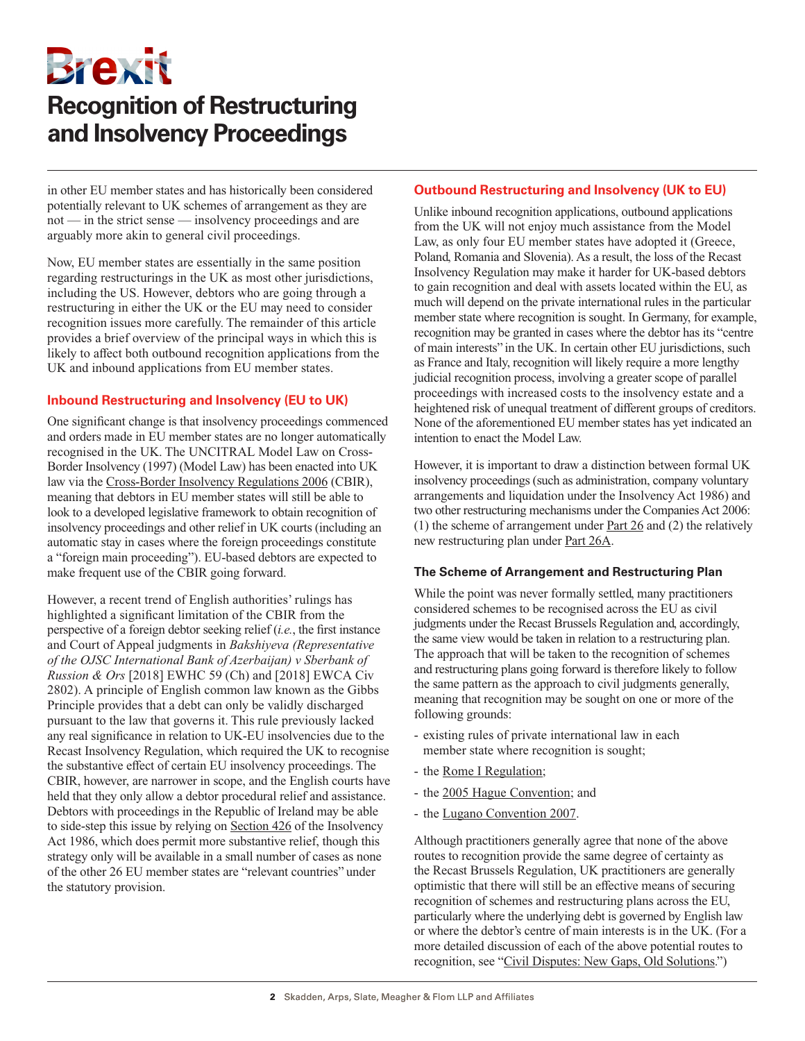# Brexit

# Recognition of Restructuring and Insolvency Proceedings

in other EU member states and has historically been considered potentially relevant to UK schemes of arrangement as they are not — in the strict sense — insolvency proceedings and are arguably more akin to general civil proceedings.

Now, EU member states are essentially in the same position regarding restructurings in the UK as most other jurisdictions, including the US. However, debtors who are going through a restructuring in either the UK or the EU may need to consider recognition issues more carefully. The remainder of this article provides a brief overview of the principal ways in which this is likely to affect both outbound recognition applications from the UK and inbound applications from EU member states.

## Inbound Restructuring and Insolvency (EU to UK)

One significant change is that insolvency proceedings commenced and orders made in EU member states are no longer automatically recognised in the UK. The UNCITRAL Model Law on Cross-Border Insolvency (1997) (Model Law) has been enacted into UK law via the Cross-Border Insolvency Regulations 2006 (CBIR), meaning that debtors in EU member states will still be able to look to a developed legislative framework to obtain recognition of insolvency proceedings and other relief in UK courts (including an automatic stay in cases where the foreign proceedings constitute a "foreign main proceeding"). EU-based debtors are expected to make frequent use of the CBIR going forward.

However, a recent trend of English authorities' rulings has highlighted a significant limitation of the CBIR from the perspective of a foreign debtor seeking relief (*i.e.*, the first instance and Court of Appeal judgments in *Bakshiyeva (Representative of the OJSC International Bank of Azerbaijan) v Sberbank of Russion & Ors* [2018] EWHC 59 (Ch) and [2018] EWCA Civ 2802). A principle of English common law known as the Gibbs Principle provides that a debt can only be validly discharged pursuant to the law that governs it. This rule previously lacked any real significance in relation to UK-EU insolvencies due to the Recast Insolvency Regulation, which required the UK to recognise the substantive effect of certain EU insolvency proceedings. The CBIR, however, are narrower in scope, and the English courts have held that they only allow a debtor procedural relief and assistance. Debtors with proceedings in the Republic of Ireland may be able to side-step this issue by relying on Section 426 of the Insolvency Act 1986, which does permit more substantive relief, though this strategy only will be available in a small number of cases as none of the other 26 EU member states are "relevant countries" under the statutory provision.

## Outbound Restructuring and Insolvency (UK to EU)

Unlike inbound recognition applications, outbound applications from the UK will not enjoy much assistance from the Model Law, as only four EU member states have adopted it (Greece, Poland, Romania and Slovenia). As a result, the loss of the Recast Insolvency Regulation may make it harder for UK-based debtors to gain recognition and deal with assets located within the EU, as much will depend on the private international rules in the particular member state where recognition is sought. In Germany, for example, recognition may be granted in cases where the debtor has its "centre of main interests" in the UK. In certain other EU jurisdictions, such as France and Italy, recognition will likely require a more lengthy judicial recognition process, involving a greater scope of parallel proceedings with increased costs to the insolvency estate and a heightened risk of unequal treatment of different groups of creditors. None of the aforementioned EU member states has yet indicated an intention to enact the Model Law.

However, it is important to draw a distinction between formal UK insolvency proceedings (such as administration, company voluntary arrangements and liquidation under the Insolvency Act 1986) and two other restructuring mechanisms under the Companies Act 2006: (1) the scheme of arrangement under Part 26 and (2) the relatively new restructuring plan under Part 26A.

### The Scheme of Arrangement and Restructuring Plan

While the point was never formally settled, many practitioners considered schemes to be recognised across the EU as civil judgments under the Recast Brussels Regulation and, accordingly, the same view would be taken in relation to a restructuring plan. The approach that will be taken to the recognition of schemes and restructuring plans going forward is therefore likely to follow the same pattern as the approach to civil judgments generally, meaning that recognition may be sought on one or more of the following grounds:

- existing rules of private international law in each member state where recognition is sought;
- the Rome I Regulation;
- the 2005 Hague Convention; and
- the Lugano Convention 2007.

Although practitioners generally agree that none of the above routes to recognition provide the same degree of certainty as the Recast Brussels Regulation, UK practitioners are generally optimistic that there will still be an effective means of securing recognition of schemes and restructuring plans across the EU, particularly where the underlying debt is governed by English law or where the debtor's centre of main interests is in the UK. (For a more detailed discussion of each of the above potential routes to recognition, see "Civil Disputes: New Gaps, Old Solutions.")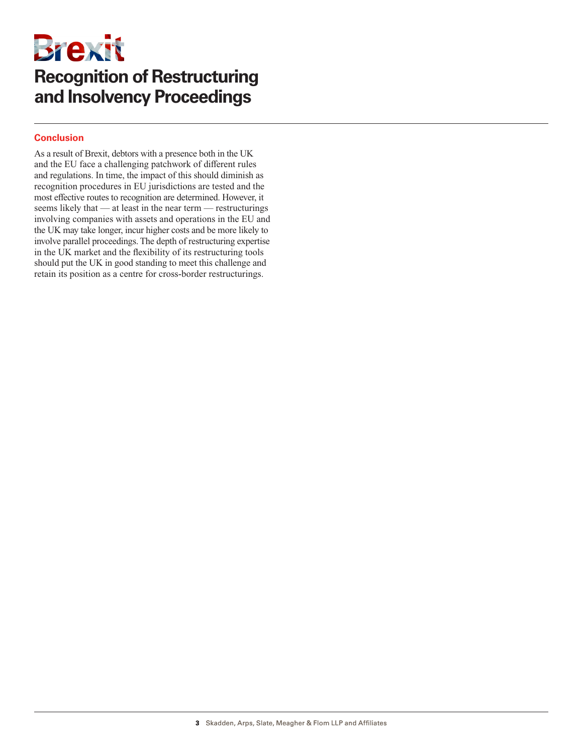# Brexit

## Recognition of Restructuring and Insolvency Proceedings

### Conclusion

As a result of Brexit, debtors with a presence both in the UK and the EU face a challenging patchwork of different rules and regulations. In time, the impact of this should diminish as recognition procedures in EU jurisdictions are tested and the most effective routes to recognition are determined. However, it seems likely that — at least in the near term — restructurings involving companies with assets and operations in the EU and the UK may take longer, incur higher costs and be more likely to involve parallel proceedings. The depth of restructuring expertise in the UK market and the flexibility of its restructuring tools should put the UK in good standing to meet this challenge and retain its position as a centre for cross-border restructurings.